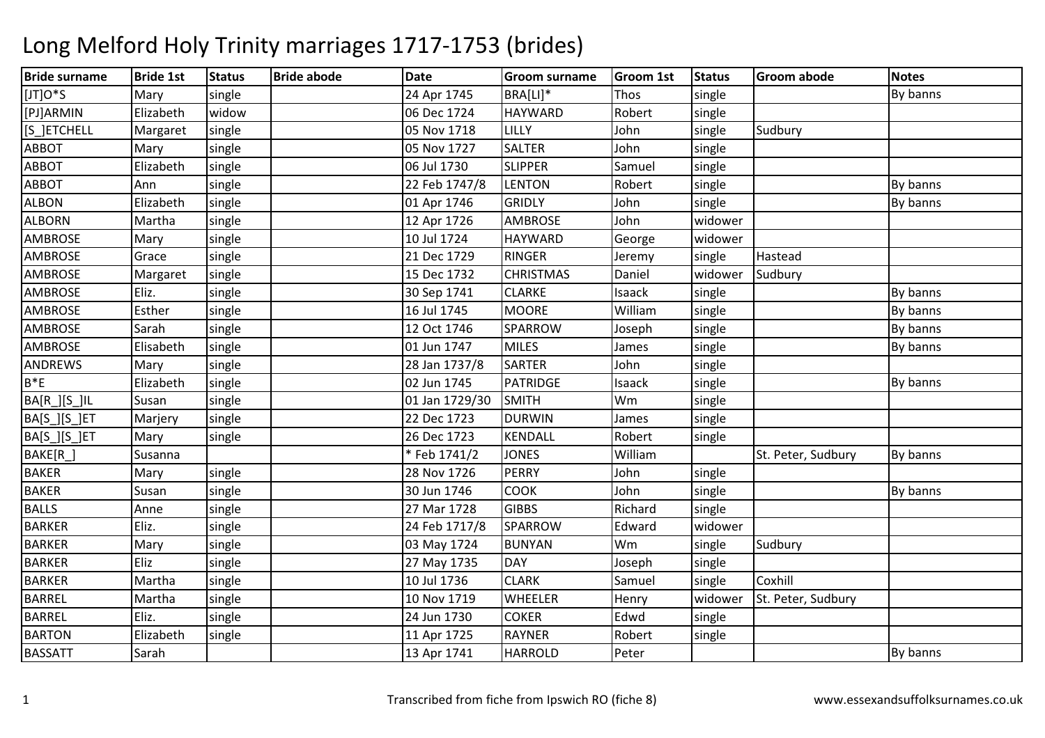# Long Melford Holy Trinity marriages 1717-1753 (brides)

| Bride surname | Bride 1st | Status | Bride abode | Date | Groom surname | Groom 1st | Status | Groom abode | Notes |
|---|---|---|---|---|---|---|---|---|---|
| [JT]O*S | Mary | single | | 24 Apr 1745 | BRA[LI]* | Thos | single | | By banns |
| [PJ]ARMIN | Elizabeth | widow | | 06 Dec 1724 | HAYWARD | Robert | single | | |
| [S_]ETCHELL | Margaret | single | | 05 Nov 1718 | LILLY | John | single | Sudbury | |
| ABBOT | Mary | single | | 05 Nov 1727 | SALTER | John | single | | |
| ABBOT | Elizabeth | single | | 06 Jul 1730 | SLIPPER | Samuel | single | | |
| ABBOT | Ann | single | | 22 Feb 1747/8 | LENTON | Robert | single | | By banns |
| ALBON | Elizabeth | single | | 01 Apr 1746 | GRIDLY | John | single | | By banns |
| ALBORN | Martha | single | | 12 Apr 1726 | AMBROSE | John | widower | | |
| AMBROSE | Mary | single | | 10 Jul 1724 | HAYWARD | George | widower | | |
| AMBROSE | Grace | single | | 21 Dec 1729 | RINGER | Jeremy | single | Hastead | |
| AMBROSE | Margaret | single | | 15 Dec 1732 | CHRISTMAS | Daniel | widower | Sudbury | |
| AMBROSE | Eliz. | single | | 30 Sep 1741 | CLARKE | Isaack | single | | By banns |
| AMBROSE | Esther | single | | 16 Jul 1745 | MOORE | William | single | | By banns |
| AMBROSE | Sarah | single | | 12 Oct 1746 | SPARROW | Joseph | single | | By banns |
| AMBROSE | Elisabeth | single | | 01 Jun 1747 | MILES | James | single | | By banns |
| ANDREWS | Mary | single | | 28 Jan 1737/8 | SARTER | John | single | | |
| B*E | Elizabeth | single | | 02 Jun 1745 | PATRIDGE | Isaack | single | | By banns |
| BA[R_][S_]IL | Susan | single | | 01 Jan 1729/30 | SMITH | Wm | single | | |
| BA[S_][S_]ET | Marjery | single | | 22 Dec 1723 | DURWIN | James | single | | |
| BA[S_][S_]ET | Mary | single | | 26 Dec 1723 | KENDALL | Robert | single | | |
| BAKE[R_] | Susanna | | | * Feb 1741/2 | JONES | William | | St. Peter, Sudbury | By banns |
| BAKER | Mary | single | | 28 Nov 1726 | PERRY | John | single | | |
| BAKER | Susan | single | | 30 Jun 1746 | COOK | John | single | | By banns |
| BALLS | Anne | single | | 27 Mar 1728 | GIBBS | Richard | single | | |
| BARKER | Eliz. | single | | 24 Feb 1717/8 | SPARROW | Edward | widower | | |
| BARKER | Mary | single | | 03 May 1724 | BUNYAN | Wm | single | Sudbury | |
| BARKER | Eliz | single | | 27 May 1735 | DAY | Joseph | single | | |
| BARKER | Martha | single | | 10 Jul 1736 | CLARK | Samuel | single | Coxhill | |
| BARREL | Martha | single | | 10 Nov 1719 | WHEELER | Henry | widower | St. Peter, Sudbury | |
| BARREL | Eliz. | single | | 24 Jun 1730 | COKER | Edwd | single | | |
| BARTON | Elizabeth | single | | 11 Apr 1725 | RAYNER | Robert | single | | |
| BASSATT | Sarah | | | 13 Apr 1741 | HARROLD | Peter | | | By banns |

Transcribed from fiche from Ipswich RO (fiche 8) www.essexandsuffolksurnames.co.uk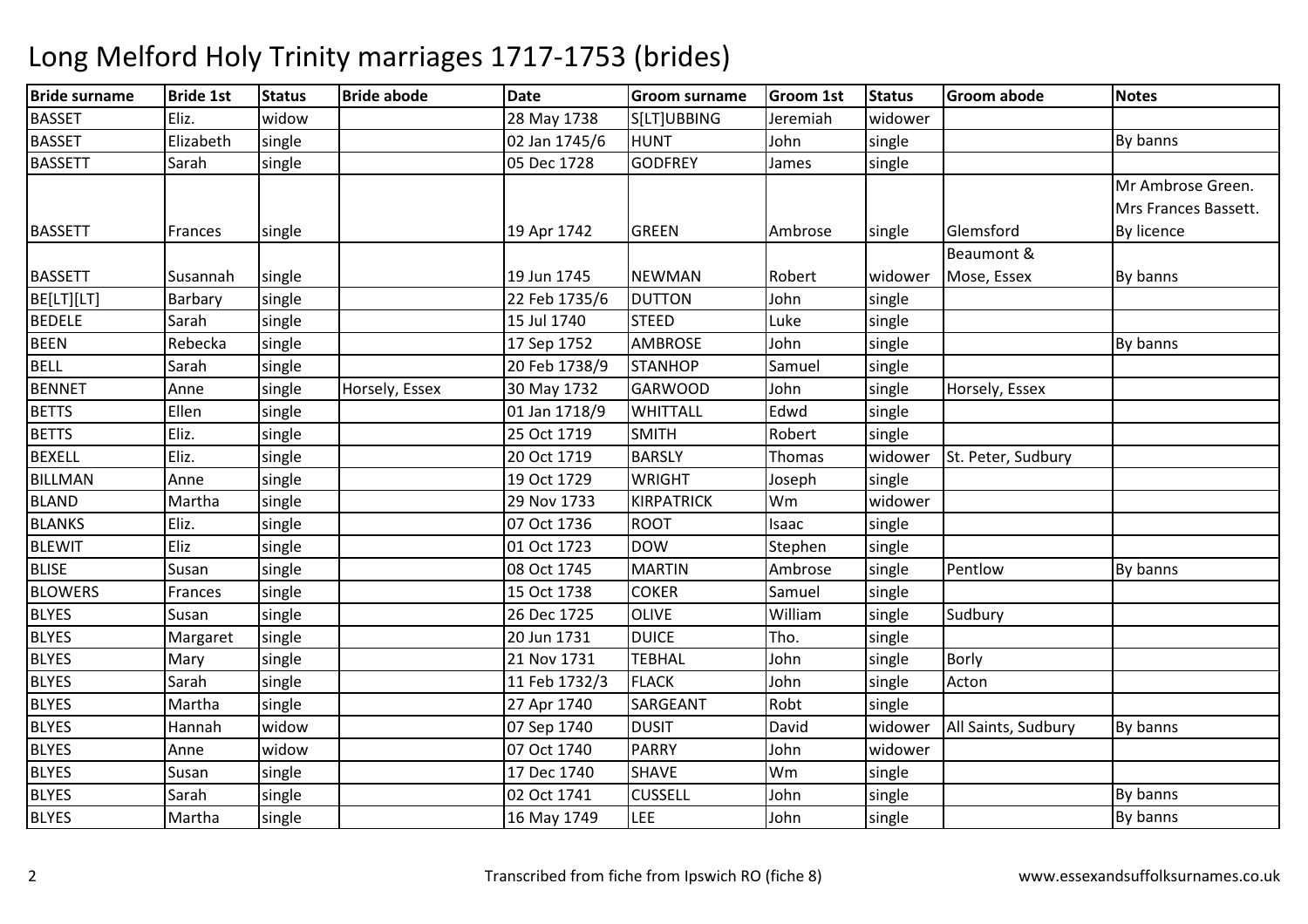# Long Melford Holy Trinity marriages 1717-1753 (brides)

| Bride surname | Bride 1st | Status | Bride abode | Date | Groom surname | Groom 1st | Status | Groom abode | Notes |
|---|---|---|---|---|---|---|---|---|---|
| BASSET | Eliz. | widow | | 28 May 1738 | S[LT]UBBING | Jeremiah | widower | | |
| BASSET | Elizabeth | single | | 02 Jan 1745/6 | HUNT | John | single | | By banns |
| BASSETT | Sarah | single | | 05 Dec 1728 | GODFREY | James | single | | |
| BASSETT | Frances | single | | 19 Apr 1742 | GREEN | Ambrose | single | Glemsford | Mr Ambrose Green. Mrs Frances Bassett. By licence |
| BASSETT | Susannah | single | | 19 Jun 1745 | NEWMAN | Robert | widower | Beaumont & Mose, Essex | By banns |
| BE[LT][LT] | Barbary | single | | 22 Feb 1735/6 | DUTTON | John | single | | |
| BEDELE | Sarah | single | | 15 Jul 1740 | STEED | Luke | single | | |
| BEEN | Rebecka | single | | 17 Sep 1752 | AMBROSE | John | single | | By banns |
| BELL | Sarah | single | | 20 Feb 1738/9 | STANHOP | Samuel | single | | |
| BENNET | Anne | single | Horsely, Essex | 30 May 1732 | GARWOOD | John | single | Horsely, Essex | |
| BETTS | Ellen | single | | 01 Jan 1718/9 | WHITTALL | Edwd | single | | |
| BETTS | Eliz. | single | | 25 Oct 1719 | SMITH | Robert | single | | |
| BEXELL | Eliz. | single | | 20 Oct 1719 | BARSLY | Thomas | widower | St. Peter, Sudbury | |
| BILLMAN | Anne | single | | 19 Oct 1729 | WRIGHT | Joseph | single | | |
| BLAND | Martha | single | | 29 Nov 1733 | KIRPATRICK | Wm | widower | | |
| BLANKS | Eliz. | single | | 07 Oct 1736 | ROOT | Isaac | single | | |
| BLEWIT | Eliz | single | | 01 Oct 1723 | DOW | Stephen | single | | |
| BLISE | Susan | single | | 08 Oct 1745 | MARTIN | Ambrose | single | Pentlow | By banns |
| BLOWERS | Frances | single | | 15 Oct 1738 | COKER | Samuel | single | | |
| BLYES | Susan | single | | 26 Dec 1725 | OLIVE | William | single | Sudbury | |
| BLYES | Margaret | single | | 20 Jun 1731 | DUICE | Tho. | single | | |
| BLYES | Mary | single | | 21 Nov 1731 | TEBHAL | John | single | Borly | |
| BLYES | Sarah | single | | 11 Feb 1732/3 | FLACK | John | single | Acton | |
| BLYES | Martha | single | | 27 Apr 1740 | SARGEANT | Robt | single | | |
| BLYES | Hannah | widow | | 07 Sep 1740 | DUSIT | David | widower | All Saints, Sudbury | By banns |
| BLYES | Anne | widow | | 07 Oct 1740 | PARRY | John | widower | | |
| BLYES | Susan | single | | 17 Dec 1740 | SHAVE | Wm | single | | |
| BLYES | Sarah | single | | 02 Oct 1741 | CUSSELL | John | single | | By banns |
| BLYES | Martha | single | | 16 May 1749 | LEE | John | single | | By banns |

Transcribed from fiche from Ipswich RO (fiche 8)

www.essexandsuffolksurnames.co.uk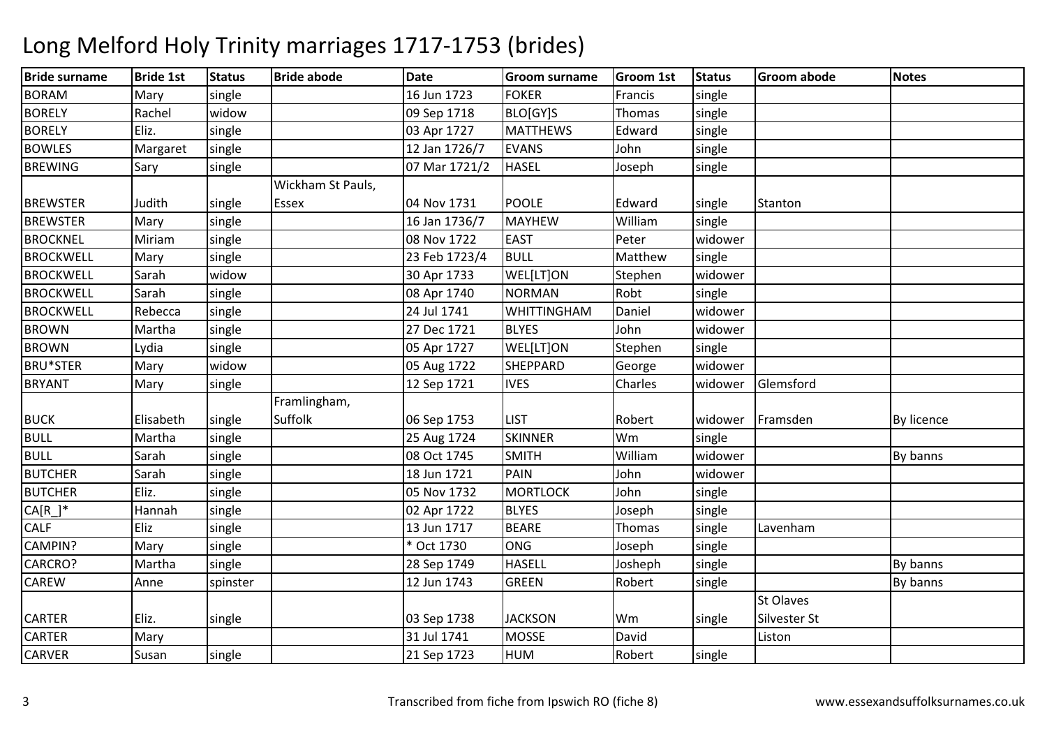# Long Melford Holy Trinity marriages 1717-1753 (brides)

| Bride surname | Bride 1st | Status | Bride abode | Date | Groom surname | Groom 1st | Status | Groom abode | Notes |
|---|---|---|---|---|---|---|---|---|---|
| BORAM | Mary | single | | 16 Jun 1723 | FOKER | Francis | single | | |
| BORELY | Rachel | widow | | 09 Sep 1718 | BLO[GY]S | Thomas | single | | |
| BORELY | Eliz. | single | | 03 Apr 1727 | MATTHEWS | Edward | single | | |
| BOWLES | Margaret | single | | 12 Jan 1726/7 | EVANS | John | single | | |
| BREWING | Sary | single | | 07 Mar 1721/2 | HASEL | Joseph | single | | |
| BREWSTER | Judith | single | Wickham St Pauls, Essex | 04 Nov 1731 | POOLE | Edward | single | Stanton | |
| BREWSTER | Mary | single | | 16 Jan 1736/7 | MAYHEW | William | single | | |
| BROCKNEL | Miriam | single | | 08 Nov 1722 | EAST | Peter | widower | | |
| BROCKWELL | Mary | single | | 23 Feb 1723/4 | BULL | Matthew | single | | |
| BROCKWELL | Sarah | widow | | 30 Apr 1733 | WEL[LT]ON | Stephen | widower | | |
| BROCKWELL | Sarah | single | | 08 Apr 1740 | NORMAN | Robt | single | | |
| BROCKWELL | Rebecca | single | | 24 Jul 1741 | WHITTINGHAM | Daniel | widower | | |
| BROWN | Martha | single | | 27 Dec 1721 | BLYES | John | widower | | |
| BROWN | Lydia | single | | 05 Apr 1727 | WEL[LT]ON | Stephen | single | | |
| BRU*STER | Mary | widow | | 05 Aug 1722 | SHEPPARD | George | widower | | |
| BRYANT | Mary | single | | 12 Sep 1721 | IVES | Charles | widower | Glemsford | |
| BUCK | Elisabeth | single | Framlingham, Suffolk | 06 Sep 1753 | LIST | Robert | widower | Framsden | By licence |
| BULL | Martha | single | | 25 Aug 1724 | SKINNER | Wm | single | | |
| BULL | Sarah | single | | 08 Oct 1745 | SMITH | William | widower | | By banns |
| BUTCHER | Sarah | single | | 18 Jun 1721 | PAIN | John | widower | | |
| BUTCHER | Eliz. | single | | 05 Nov 1732 | MORTLOCK | John | single | | |
| CA[R_]* | Hannah | single | | 02 Apr 1722 | BLYES | Joseph | single | | |
| CALF | Eliz | single | | 13 Jun 1717 | BEARE | Thomas | single | Lavenham | |
| CAMPIN? | Mary | single | | * Oct 1730 | ONG | Joseph | single | | |
| CARCRO? | Martha | single | | 28 Sep 1749 | HASELL | Josheph | single | | By banns |
| CAREW | Anne | spinster | | 12 Jun 1743 | GREEN | Robert | single | | By banns |
| CARTER | Eliz. | single | | 03 Sep 1738 | JACKSON | Wm | single | St Olaves Silvester St | |
| CARTER | Mary | | | 31 Jul 1741 | MOSSE | David | | Liston | |
| CARVER | Susan | single | | 21 Sep 1723 | HUM | Robert | single | | |

Transcribed from fiche from Ipswich RO (fiche 8) www.essexandsuffolksurnames.co.uk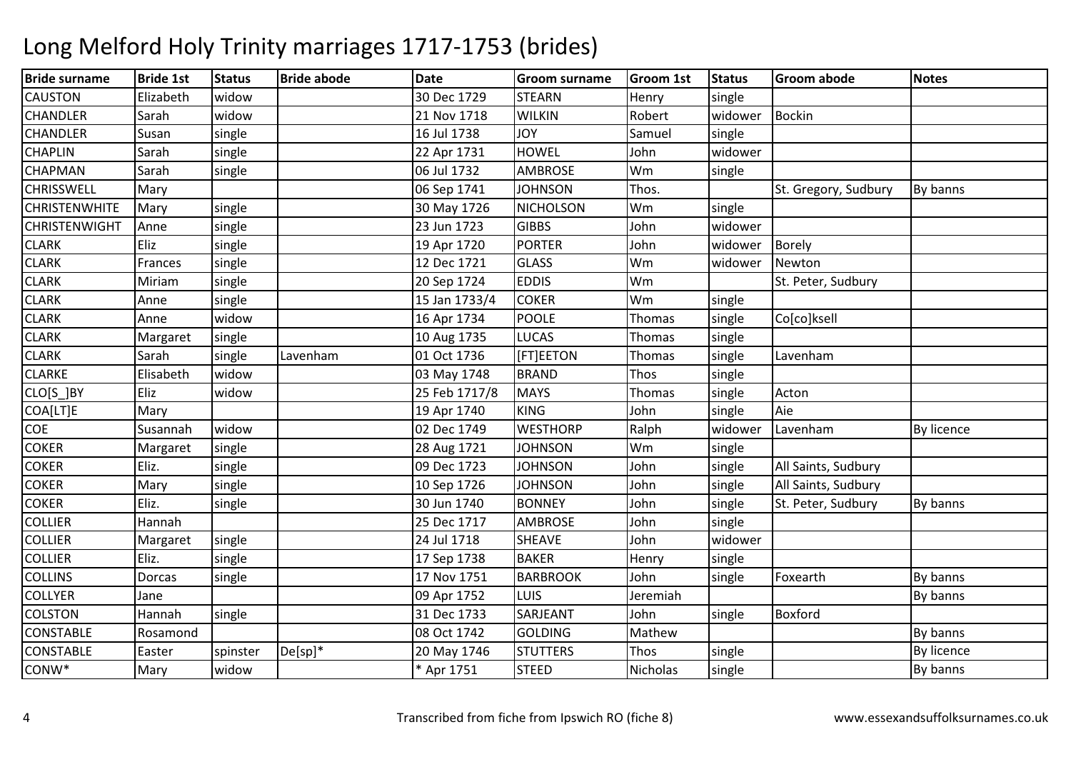# Long Melford Holy Trinity marriages 1717-1753 (brides)

| Bride surname | Bride 1st | Status | Bride abode | Date | Groom surname | Groom 1st | Status | Groom abode | Notes |
|---|---|---|---|---|---|---|---|---|---|
| CAUSTON | Elizabeth | widow | | 30 Dec 1729 | STEARN | Henry | single | | |
| CHANDLER | Sarah | widow | | 21 Nov 1718 | WILKIN | Robert | widower | Bockin | |
| CHANDLER | Susan | single | | 16 Jul 1738 | JOY | Samuel | single | | |
| CHAPLIN | Sarah | single | | 22 Apr 1731 | HOWEL | John | widower | | |
| CHAPMAN | Sarah | single | | 06 Jul 1732 | AMBROSE | Wm | single | | |
| CHRISSWELL | Mary | | | 06 Sep 1741 | JOHNSON | Thos. | | St. Gregory, Sudbury | By banns |
| CHRISTENWHITE | Mary | single | | 30 May 1726 | NICHOLSON | Wm | single | | |
| CHRISTENWIGHT | Anne | single | | 23 Jun 1723 | GIBBS | John | widower | | |
| CLARK | Eliz | single | | 19 Apr 1720 | PORTER | John | widower | Borely | |
| CLARK | Frances | single | | 12 Dec 1721 | GLASS | Wm | widower | Newton | |
| CLARK | Miriam | single | | 20 Sep 1724 | EDDIS | Wm | | St. Peter, Sudbury | |
| CLARK | Anne | single | | 15 Jan 1733/4 | COKER | Wm | single | | |
| CLARK | Anne | widow | | 16 Apr 1734 | POOLE | Thomas | single | Co[co]ksell | |
| CLARK | Margaret | single | | 10 Aug 1735 | LUCAS | Thomas | single | | |
| CLARK | Sarah | single | Lavenham | 01 Oct 1736 | [FT]EETON | Thomas | single | Lavenham | |
| CLARKE | Elisabeth | widow | | 03 May 1748 | BRAND | Thos | single | | |
| CLO[S_]BY | Eliz | widow | | 25 Feb 1717/8 | MAYS | Thomas | single | Acton | |
| COA[LT]E | Mary | | | 19 Apr 1740 | KING | John | single | Aie | |
| COE | Susannah | widow | | 02 Dec 1749 | WESTHORP | Ralph | widower | Lavenham | By licence |
| COKER | Margaret | single | | 28 Aug 1721 | JOHNSON | Wm | single | | |
| COKER | Eliz. | single | | 09 Dec 1723 | JOHNSON | John | single | All Saints, Sudbury | |
| COKER | Mary | single | | 10 Sep 1726 | JOHNSON | John | single | All Saints, Sudbury | |
| COKER | Eliz. | single | | 30 Jun 1740 | BONNEY | John | single | St. Peter, Sudbury | By banns |
| COLLIER | Hannah | | | 25 Dec 1717 | AMBROSE | John | single | | |
| COLLIER | Margaret | single | | 24 Jul 1718 | SHEAVE | John | widower | | |
| COLLIER | Eliz. | single | | 17 Sep 1738 | BAKER | Henry | single | | |
| COLLINS | Dorcas | single | | 17 Nov 1751 | BARBROOK | John | single | Foxearth | By banns |
| COLLYER | Jane | | | 09 Apr 1752 | LUIS | Jeremiah | | | By banns |
| COLSTON | Hannah | single | | 31 Dec 1733 | SARJEANT | John | single | Boxford | |
| CONSTABLE | Rosamond | | | 08 Oct 1742 | GOLDING | Mathew | | | By banns |
| CONSTABLE | Easter | spinster | De[sp]* | 20 May 1746 | STUTTERS | Thos | single | | By licence |
| CONW* | Mary | widow | | * Apr 1751 | STEED | Nicholas | single | | By banns |

Transcribed from fiche from Ipswich RO (fiche 8)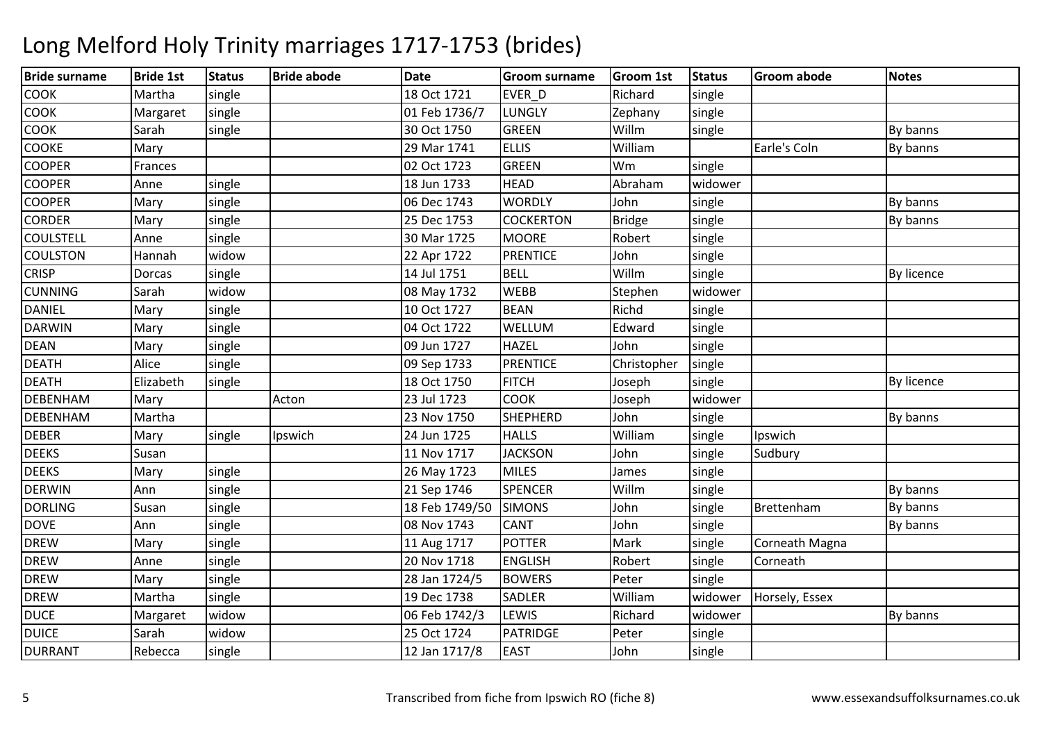# Long Melford Holy Trinity marriages 1717-1753 (brides)

| Bride surname | Bride 1st | Status | Bride abode | Date | Groom surname | Groom 1st | Status | Groom abode | Notes |
|---|---|---|---|---|---|---|---|---|---|
| COOK | Martha | single | | 18 Oct 1721 | EVER_D | Richard | single | | |
| COOK | Margaret | single | | 01 Feb 1736/7 | LUNGLY | Zephany | single | | |
| COOK | Sarah | single | | 30 Oct 1750 | GREEN | Willm | single | | By banns |
| COOKE | Mary | | | 29 Mar 1741 | ELLIS | William | | Earle's Coln | By banns |
| COOPER | Frances | | | 02 Oct 1723 | GREEN | Wm | single | | |
| COOPER | Anne | single | | 18 Jun 1733 | HEAD | Abraham | widower | | |
| COOPER | Mary | single | | 06 Dec 1743 | WORDLY | John | single | | By banns |
| CORDER | Mary | single | | 25 Dec 1753 | COCKERTON | Bridge | single | | By banns |
| COULSTELL | Anne | single | | 30 Mar 1725 | MOORE | Robert | single | | |
| COULSTON | Hannah | widow | | 22 Apr 1722 | PRENTICE | John | single | | |
| CRISP | Dorcas | single | | 14 Jul 1751 | BELL | Willm | single | | By licence |
| CUNNING | Sarah | widow | | 08 May 1732 | WEBB | Stephen | widower | | |
| DANIEL | Mary | single | | 10 Oct 1727 | BEAN | Richd | single | | |
| DARWIN | Mary | single | | 04 Oct 1722 | WELLUM | Edward | single | | |
| DEAN | Mary | single | | 09 Jun 1727 | HAZEL | John | single | | |
| DEATH | Alice | single | | 09 Sep 1733 | PRENTICE | Christopher | single | | |
| DEATH | Elizabeth | single | | 18 Oct 1750 | FITCH | Joseph | single | | By licence |
| DEBENHAM | Mary | | Acton | 23 Jul 1723 | COOK | Joseph | widower | | |
| DEBENHAM | Martha | | | 23 Nov 1750 | SHEPHERD | John | single | | By banns |
| DEBER | Mary | single | Ipswich | 24 Jun 1725 | HALLS | William | single | Ipswich | |
| DEEKS | Susan | | | 11 Nov 1717 | JACKSON | John | single | Sudbury | |
| DEEKS | Mary | single | | 26 May 1723 | MILES | James | single | | |
| DERWIN | Ann | single | | 21 Sep 1746 | SPENCER | Willm | single | | By banns |
| DORLING | Susan | single | | 18 Feb 1749/50 | SIMONS | John | single | Brettenham | By banns |
| DOVE | Ann | single | | 08 Nov 1743 | CANT | John | single | | By banns |
| DREW | Mary | single | | 11 Aug 1717 | POTTER | Mark | single | Corneath Magna | |
| DREW | Anne | single | | 20 Nov 1718 | ENGLISH | Robert | single | Corneath | |
| DREW | Mary | single | | 28 Jan 1724/5 | BOWERS | Peter | single | | |
| DREW | Martha | single | | 19 Dec 1738 | SADLER | William | widower | Horsely, Essex | |
| DUCE | Margaret | widow | | 06 Feb 1742/3 | LEWIS | Richard | widower | | By banns |
| DUICE | Sarah | widow | | 25 Oct 1724 | PATRIDGE | Peter | single | | |
| DURRANT | Rebecca | single | | 12 Jan 1717/8 | EAST | John | single | | |

Transcribed from fiche from Ipswich RO (fiche 8) www.essexandsuffolksurnames.co.uk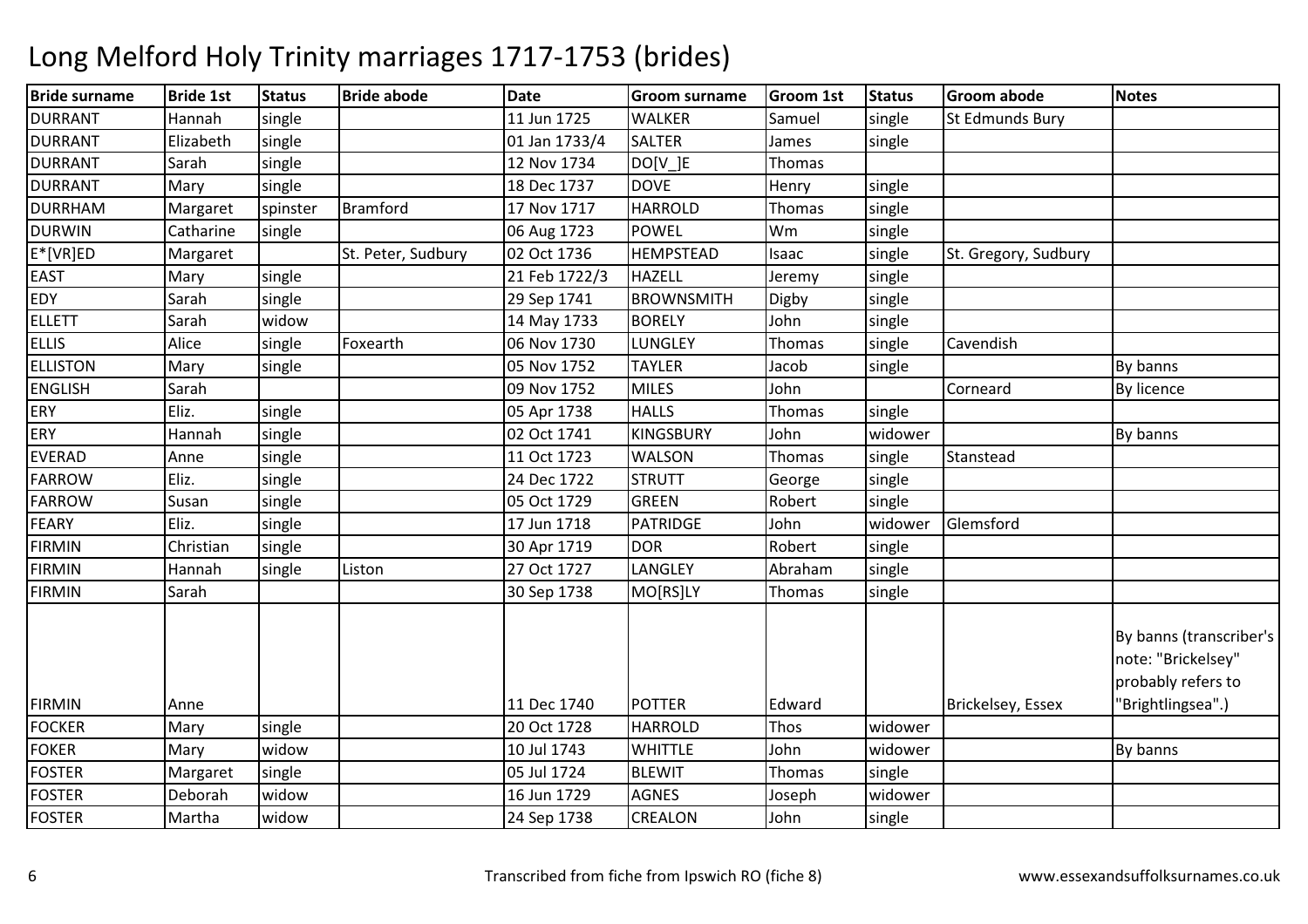# Long Melford Holy Trinity marriages 1717-1753 (brides)

| Bride surname | Bride 1st | Status | Bride abode | Date | Groom surname | Groom 1st | Status | Groom abode | Notes |
|---|---|---|---|---|---|---|---|---|---|
| DURRANT | Hannah | single | | 11 Jun 1725 | WALKER | Samuel | single | St Edmunds Bury | |
| DURRANT | Elizabeth | single | | 01 Jan 1733/4 | SALTER | James | single | | |
| DURRANT | Sarah | single | | 12 Nov 1734 | DO[V_]E | Thomas | | | |
| DURRANT | Mary | single | | 18 Dec 1737 | DOVE | Henry | single | | |
| DURRHAM | Margaret | spinster | Bramford | 17 Nov 1717 | HARROLD | Thomas | single | | |
| DURWIN | Catharine | single | | 06 Aug 1723 | POWEL | Wm | single | | |
| E*[VR]ED | Margaret | | St. Peter, Sudbury | 02 Oct 1736 | HEMPSTEAD | Isaac | single | St. Gregory, Sudbury | |
| EAST | Mary | single | | 21 Feb 1722/3 | HAZELL | Jeremy | single | | |
| EDY | Sarah | single | | 29 Sep 1741 | BROWNSMITH | Digby | single | | |
| ELLETT | Sarah | widow | | 14 May 1733 | BORELY | John | single | | |
| ELLIS | Alice | single | Foxearth | 06 Nov 1730 | LUNGLEY | Thomas | single | Cavendish | |
| ELLISTON | Mary | single | | 05 Nov 1752 | TAYLER | Jacob | single | | By banns |
| ENGLISH | Sarah | | | 09 Nov 1752 | MILES | John | | Corneard | By licence |
| ERY | Eliz. | single | | 05 Apr 1738 | HALLS | Thomas | single | | |
| ERY | Hannah | single | | 02 Oct 1741 | KINGSBURY | John | widower | | By banns |
| EVERAD | Anne | single | | 11 Oct 1723 | WALSON | Thomas | single | Stanstead | |
| FARROW | Eliz. | single | | 24 Dec 1722 | STRUTT | George | single | | |
| FARROW | Susan | single | | 05 Oct 1729 | GREEN | Robert | single | | |
| FEARY | Eliz. | single | | 17 Jun 1718 | PATRIDGE | John | widower | Glemsford | |
| FIRMIN | Christian | single | | 30 Apr 1719 | DOR | Robert | single | | |
| FIRMIN | Hannah | single | Liston | 27 Oct 1727 | LANGLEY | Abraham | single | | |
| FIRMIN | Sarah | | | 30 Sep 1738 | MO[RS]LY | Thomas | single | | |
| FIRMIN | Anne | | | 11 Dec 1740 | POTTER | Edward | | Brickelsey, Essex | By banns (transcriber's note: "Brickelsey" probably refers to "Brightlingsea".) |
| FOCKER | Mary | single | | 20 Oct 1728 | HARROLD | Thos | widower | | |
| FOKER | Mary | widow | | 10 Jul 1743 | WHITTLE | John | widower | | By banns |
| FOSTER | Margaret | single | | 05 Jul 1724 | BLEWIT | Thomas | single | | |
| FOSTER | Deborah | widow | | 16 Jun 1729 | AGNES | Joseph | widower | | |
| FOSTER | Martha | widow | | 24 Sep 1738 | CREALON | John | single | | |

Transcribed from fiche from Ipswich RO (fiche 8)

www.essexandsuffolksurnames.co.uk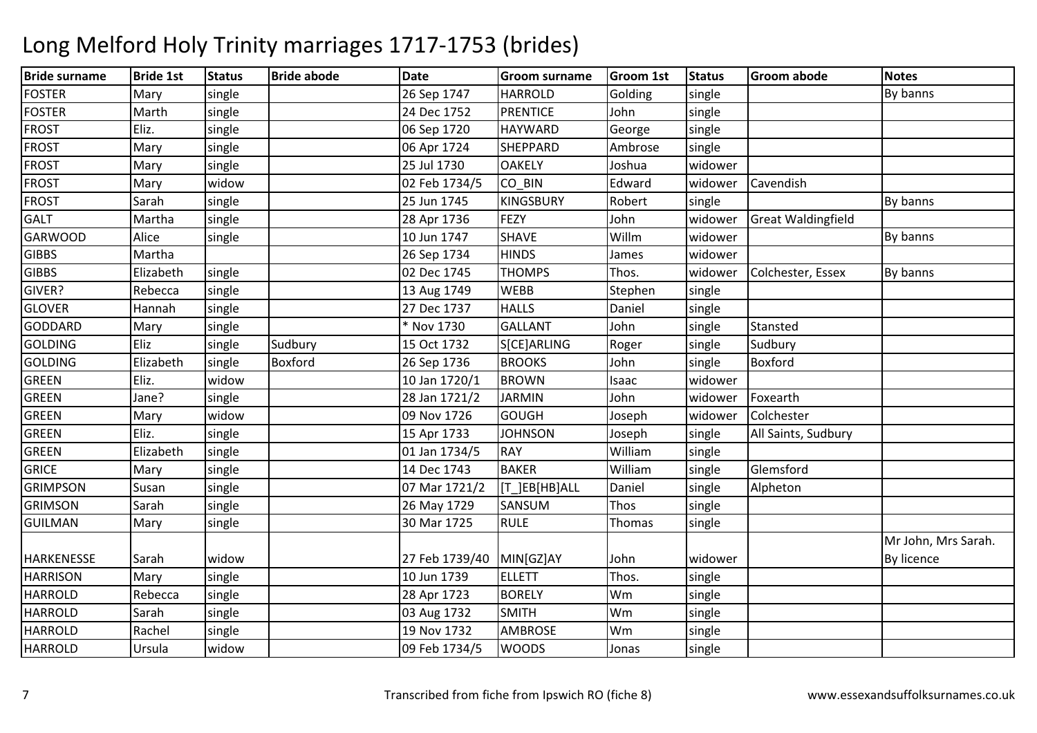# Long Melford Holy Trinity marriages 1717-1753 (brides)

| Bride surname | Bride 1st | Status | Bride abode | Date | Groom surname | Groom 1st | Status | Groom abode | Notes |
|---|---|---|---|---|---|---|---|---|---|
| FOSTER | Mary | single | | 26 Sep 1747 | HARROLD | Golding | single | | By banns |
| FOSTER | Marth | single | | 24 Dec 1752 | PRENTICE | John | single | | |
| FROST | Eliz. | single | | 06 Sep 1720 | HAYWARD | George | single | | |
| FROST | Mary | single | | 06 Apr 1724 | SHEPPARD | Ambrose | single | | |
| FROST | Mary | single | | 25 Jul 1730 | OAKELY | Joshua | widower | | |
| FROST | Mary | widow | | 02 Feb 1734/5 | CO_BIN | Edward | widower | Cavendish | |
| FROST | Sarah | single | | 25 Jun 1745 | KINGSBURY | Robert | single | | By banns |
| GALT | Martha | single | | 28 Apr 1736 | FEZY | John | widower | Great Waldingfield | |
| GARWOOD | Alice | single | | 10 Jun 1747 | SHAVE | Willm | widower | | By banns |
| GIBBS | Martha | | | 26 Sep 1734 | HINDS | James | widower | | |
| GIBBS | Elizabeth | single | | 02 Dec 1745 | THOMPS | Thos. | widower | Colchester, Essex | By banns |
| GIVER? | Rebecca | single | | 13 Aug 1749 | WEBB | Stephen | single | | |
| GLOVER | Hannah | single | | 27 Dec 1737 | HALLS | Daniel | single | | |
| GODDARD | Mary | single | | * Nov 1730 | GALLANT | John | single | Stansted | |
| GOLDING | Eliz | single | Sudbury | 15 Oct 1732 | S[CE]ARLING | Roger | single | Sudbury | |
| GOLDING | Elizabeth | single | Boxford | 26 Sep 1736 | BROOKS | John | single | Boxford | |
| GREEN | Eliz. | widow | | 10 Jan 1720/1 | BROWN | Isaac | widower | | |
| GREEN | Jane? | single | | 28 Jan 1721/2 | JARMIN | John | widower | Foxearth | |
| GREEN | Mary | widow | | 09 Nov 1726 | GOUGH | Joseph | widower | Colchester | |
| GREEN | Eliz. | single | | 15 Apr 1733 | JOHNSON | Joseph | single | All Saints, Sudbury | |
| GREEN | Elizabeth | single | | 01 Jan 1734/5 | RAY | William | single | | |
| GRICE | Mary | single | | 14 Dec 1743 | BAKER | William | single | Glemsford | |
| GRIMPSON | Susan | single | | 07 Mar 1721/2 | [T_]EB[HB]ALL | Daniel | single | Alpheton | |
| GRIMSON | Sarah | single | | 26 May 1729 | SANSUM | Thos | single | | |
| GUILMAN | Mary | single | | 30 Mar 1725 | RULE | Thomas | single | | |
| HARKENESSE | Sarah | widow | | 27 Feb 1739/40 | MIN[GZ]AY | John | widower | | Mr John, Mrs Sarah. By licence |
| HARRISON | Mary | single | | 10 Jun 1739 | ELLETT | Thos. | single | | |
| HARROLD | Rebecca | single | | 28 Apr 1723 | BORELY | Wm | single | | |
| HARROLD | Sarah | single | | 03 Aug 1732 | SMITH | Wm | single | | |
| HARROLD | Rachel | single | | 19 Nov 1732 | AMBROSE | Wm | single | | |
| HARROLD | Ursula | widow | | 09 Feb 1734/5 | WOODS | Jonas | single | | |

Transcribed from fiche from Ipswich RO (fiche 8)

www.essexandsuffolksurnames.co.uk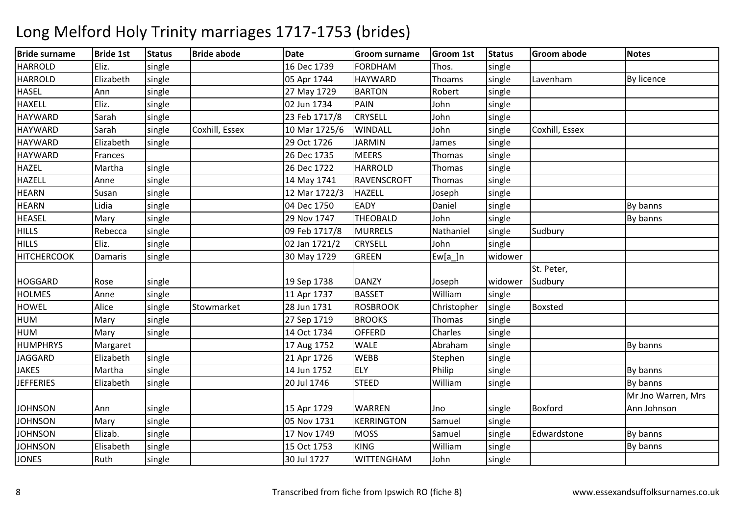# Long Melford Holy Trinity marriages 1717-1753 (brides)

| Bride surname | Bride 1st | Status | Bride abode | Date | Groom surname | Groom 1st | Status | Groom abode | Notes |
|---|---|---|---|---|---|---|---|---|---|
| HARROLD | Eliz. | single | | 16 Dec 1739 | FORDHAM | Thos. | single | | |
| HARROLD | Elizabeth | single | | 05 Apr 1744 | HAYWARD | Thoams | single | Lavenham | By licence |
| HASEL | Ann | single | | 27 May 1729 | BARTON | Robert | single | | |
| HAXELL | Eliz. | single | | 02 Jun 1734 | PAIN | John | single | | |
| HAYWARD | Sarah | single | | 23 Feb 1717/8 | CRYSELL | John | single | | |
| HAYWARD | Sarah | single | Coxhill, Essex | 10 Mar 1725/6 | WINDALL | John | single | Coxhill, Essex | |
| HAYWARD | Elizabeth | single | | 29 Oct 1726 | JARMIN | James | single | | |
| HAYWARD | Frances | | | 26 Dec 1735 | MEERS | Thomas | single | | |
| HAZEL | Martha | single | | 26 Dec 1722 | HARROLD | Thomas | single | | |
| HAZELL | Anne | single | | 14 May 1741 | RAVENSCROFT | Thomas | single | | |
| HEARN | Susan | single | | 12 Mar 1722/3 | HAZELL | Joseph | single | | |
| HEARN | Lidia | single | | 04 Dec 1750 | EADY | Daniel | single | | By banns |
| HEASEL | Mary | single | | 29 Nov 1747 | THEOBALD | John | single | | By banns |
| HILLS | Rebecca | single | | 09 Feb 1717/8 | MURRELS | Nathaniel | single | Sudbury | |
| HILLS | Eliz. | single | | 02 Jan 1721/2 | CRYSELL | John | single | | |
| HITCHERCOOK | Damaris | single | | 30 May 1729 | GREEN | Ew[a_]n | widower | | |
| HOGGARD | Rose | single | | 19 Sep 1738 | DANZY | Joseph | widower | St. Peter, Sudbury | |
| HOLMES | Anne | single | | 11 Apr 1737 | BASSET | William | single | | |
| HOWEL | Alice | single | Stowmarket | 28 Jun 1731 | ROSBROOK | Christopher | single | Boxsted | |
| HUM | Mary | single | | 27 Sep 1719 | BROOKS | Thomas | single | | |
| HUM | Mary | single | | 14 Oct 1734 | OFFERD | Charles | single | | |
| HUMPHRYS | Margaret | | | 17 Aug 1752 | WALE | Abraham | single | | By banns |
| JAGGARD | Elizabeth | single | | 21 Apr 1726 | WEBB | Stephen | single | | |
| JAKES | Martha | single | | 14 Jun 1752 | ELY | Philip | single | | By banns |
| JEFFERIES | Elizabeth | single | | 20 Jul 1746 | STEED | William | single | | By banns |
| JOHNSON | Ann | single | | 15 Apr 1729 | WARREN | Jno | single | Boxford | Mr Jno Warren, Mrs Ann Johnson |
| JOHNSON | Mary | single | | 05 Nov 1731 | KERRINGTON | Samuel | single | | |
| JOHNSON | Elizab. | single | | 17 Nov 1749 | MOSS | Samuel | single | Edwardstone | By banns |
| JOHNSON | Elisabeth | single | | 15 Oct 1753 | KING | William | single | | By banns |
| JONES | Ruth | single | | 30 Jul 1727 | WITTENGHAM | John | single | | |

Transcribed from fiche from Ipswich RO (fiche 8)

www.essexandsuffolksurnames.co.uk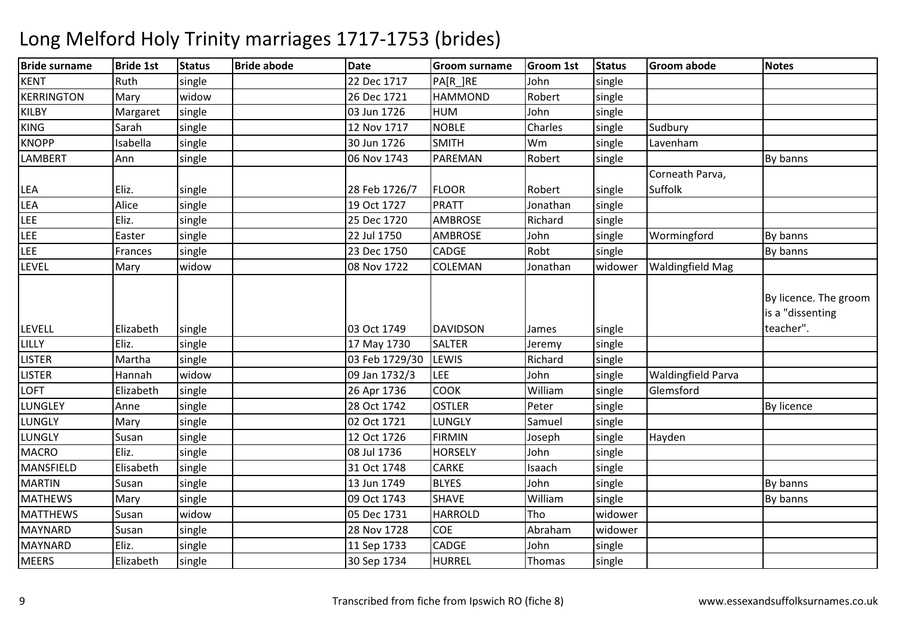# Long Melford Holy Trinity marriages 1717-1753 (brides)

| Bride surname | Bride 1st | Status | Bride abode | Date | Groom surname | Groom 1st | Status | Groom abode | Notes |
|---|---|---|---|---|---|---|---|---|---|
| KENT | Ruth | single | | 22 Dec 1717 | PA[R_]RE | John | single | | |
| KERRINGTON | Mary | widow | | 26 Dec 1721 | HAMMOND | Robert | single | | |
| KILBY | Margaret | single | | 03 Jun 1726 | HUM | John | single | | |
| KING | Sarah | single | | 12 Nov 1717 | NOBLE | Charles | single | Sudbury | |
| KNOPP | Isabella | single | | 30 Jun 1726 | SMITH | Wm | single | Lavenham | |
| LAMBERT | Ann | single | | 06 Nov 1743 | PAREMAN | Robert | single | | By banns |
| LEA | Eliz. | single | | 28 Feb 1726/7 | FLOOR | Robert | single | Corneath Parva, Suffolk | |
| LEA | Alice | single | | 19 Oct 1727 | PRATT | Jonathan | single | | |
| LEE | Eliz. | single | | 25 Dec 1720 | AMBROSE | Richard | single | | |
| LEE | Easter | single | | 22 Jul 1750 | AMBROSE | John | single | Wormingford | By banns |
| LEE | Frances | single | | 23 Dec 1750 | CADGE | Robt | single | | By banns |
| LEVEL | Mary | widow | | 08 Nov 1722 | COLEMAN | Jonathan | widower | Waldingfield Mag | |
| LEVELL | Elizabeth | single | | 03 Oct 1749 | DAVIDSON | James | single | | By licence. The groom is a "dissenting teacher". |
| LILLY | Eliz. | single | | 17 May 1730 | SALTER | Jeremy | single | | |
| LISTER | Martha | single | | 03 Feb 1729/30 | LEWIS | Richard | single | | |
| LISTER | Hannah | widow | | 09 Jan 1732/3 | LEE | John | single | Waldingfield Parva | |
| LOFT | Elizabeth | single | | 26 Apr 1736 | COOK | William | single | Glemsford | |
| LUNGLEY | Anne | single | | 28 Oct 1742 | OSTLER | Peter | single | | By licence |
| LUNGLY | Mary | single | | 02 Oct 1721 | LUNGLY | Samuel | single | | |
| LUNGLY | Susan | single | | 12 Oct 1726 | FIRMIN | Joseph | single | Hayden | |
| MACRO | Eliz. | single | | 08 Jul 1736 | HORSELY | John | single | | |
| MANSFIELD | Elisabeth | single | | 31 Oct 1748 | CARKE | Isaach | single | | |
| MARTIN | Susan | single | | 13 Jun 1749 | BLYES | John | single | | By banns |
| MATHEWS | Mary | single | | 09 Oct 1743 | SHAVE | William | single | | By banns |
| MATTHEWS | Susan | widow | | 05 Dec 1731 | HARROLD | Tho | widower | | |
| MAYNARD | Susan | single | | 28 Nov 1728 | COE | Abraham | widower | | |
| MAYNARD | Eliz. | single | | 11 Sep 1733 | CADGE | John | single | | |
| MEERS | Elizabeth | single | | 30 Sep 1734 | HURREL | Thomas | single | | |

Transcribed from fiche from Ipswich RO (fiche 8)

www.essexandsuffolksurnames.co.uk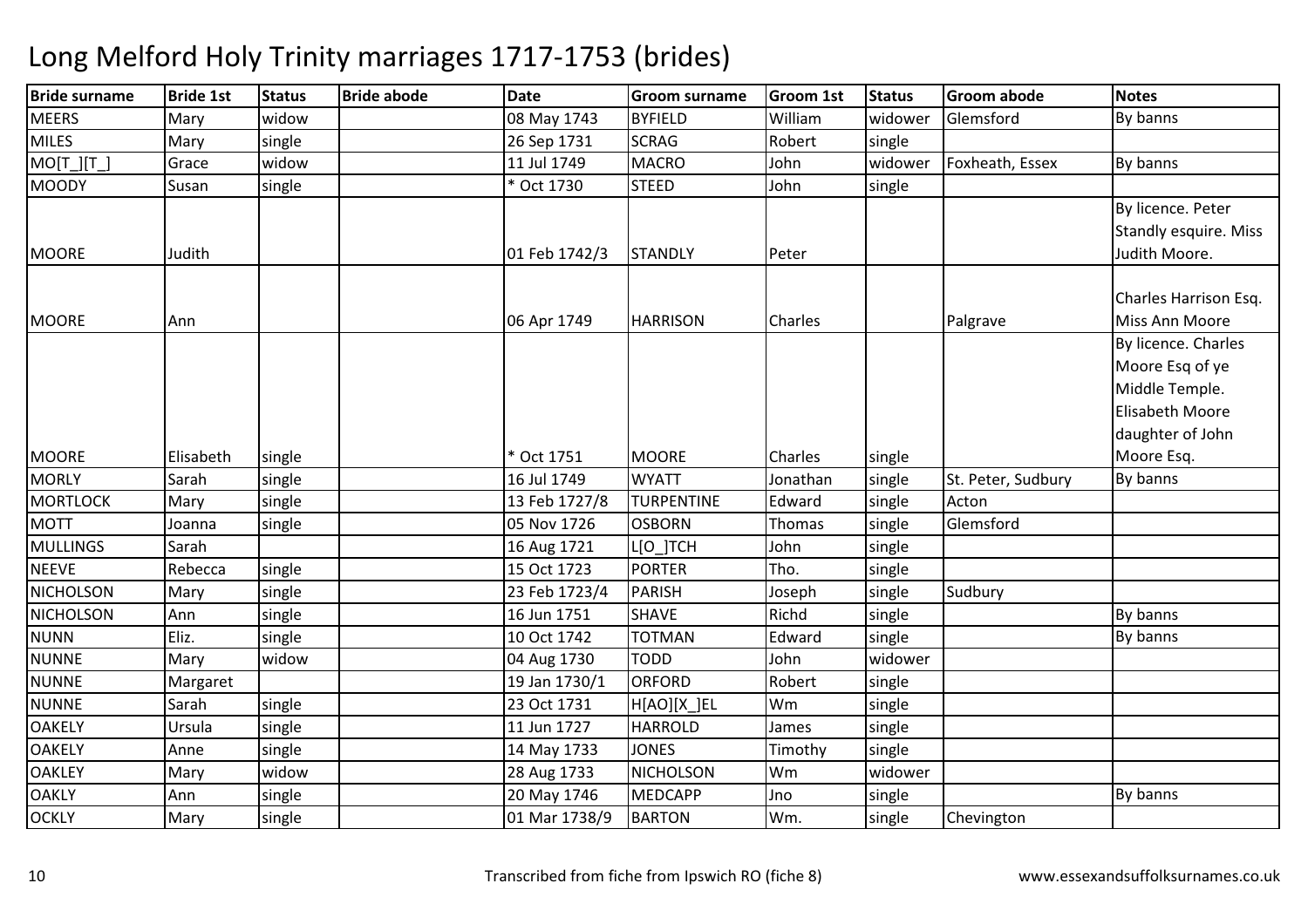# Long Melford Holy Trinity marriages 1717-1753 (brides)

| Bride surname | Bride 1st | Status | Bride abode | Date | Groom surname | Groom 1st | Status | Groom abode | Notes |
|---|---|---|---|---|---|---|---|---|---|
| MEERS | Mary | widow | | 08 May 1743 | BYFIELD | William | widower | Glemsford | By banns |
| MILES | Mary | single | | 26 Sep 1731 | SCRAG | Robert | single | | |
| MO[T_][T_] | Grace | widow | | 11 Jul 1749 | MACRO | John | widower | Foxheath, Essex | By banns |
| MOODY | Susan | single | | * Oct 1730 | STEED | John | single | | |
| MOORE | Judith | | | 01 Feb 1742/3 | STANDLY | Peter | | | By licence. Peter Standly esquire. Miss Judith Moore. |
| MOORE | Ann | | | 06 Apr 1749 | HARRISON | Charles | | Palgrave | Charles Harrison Esq. Miss Ann Moore |
| MOORE | Elisabeth | single | | * Oct 1751 | MOORE | Charles | single | | By licence. Charles Moore Esq of ye Middle Temple. Elisabeth Moore daughter of John Moore Esq. |
| MORLY | Sarah | single | | 16 Jul 1749 | WYATT | Jonathan | single | St. Peter, Sudbury | By banns |
| MORTLOCK | Mary | single | | 13 Feb 1727/8 | TURPENTINE | Edward | single | Acton | |
| MOTT | Joanna | single | | 05 Nov 1726 | OSBORN | Thomas | single | Glemsford | |
| MULLINGS | Sarah | | | 16 Aug 1721 | L[O_]TCH | John | single | | |
| NEEVE | Rebecca | single | | 15 Oct 1723 | PORTER | Tho. | single | | |
| NICHOLSON | Mary | single | | 23 Feb 1723/4 | PARISH | Joseph | single | Sudbury | |
| NICHOLSON | Ann | single | | 16 Jun 1751 | SHAVE | Richd | single | | By banns |
| NUNN | Eliz. | single | | 10 Oct 1742 | TOTMAN | Edward | single | | By banns |
| NUNNE | Mary | widow | | 04 Aug 1730 | TODD | John | widower | | |
| NUNNE | Margaret | | | 19 Jan 1730/1 | ORFORD | Robert | single | | |
| NUNNE | Sarah | single | | 23 Oct 1731 | H[AO][X_]EL | Wm | single | | |
| OAKELY | Ursula | single | | 11 Jun 1727 | HARROLD | James | single | | |
| OAKELY | Anne | single | | 14 May 1733 | JONES | Timothy | single | | |
| OAKLEY | Mary | widow | | 28 Aug 1733 | NICHOLSON | Wm | widower | | |
| OAKLY | Ann | single | | 20 May 1746 | MEDCAPP | Jno | single | | By banns |
| OCKLY | Mary | single | | 01 Mar 1738/9 | BARTON | Wm. | single | Chevington | |

Transcribed from fiche from Ipswich RO (fiche 8)

www.essexandsuffolksurnames.co.uk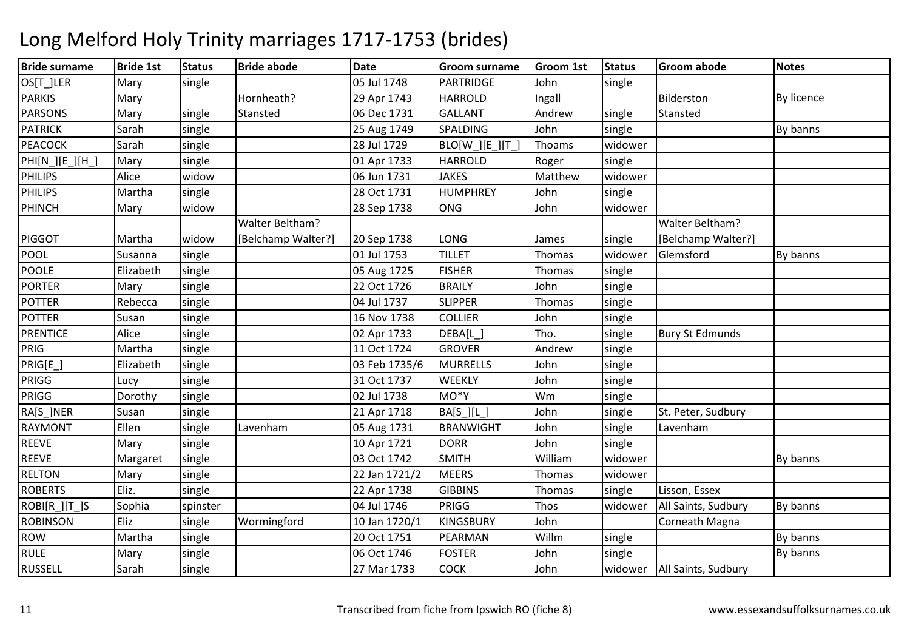# Long Melford Holy Trinity marriages 1717-1753 (brides)

| Bride surname | Bride 1st | Status | Bride abode | Date | Groom surname | Groom 1st | Status | Groom abode | Notes |
|---|---|---|---|---|---|---|---|---|---|
| OS[T_]LER | Mary | single | | 05 Jul 1748 | PARTRIDGE | John | single | | |
| PARKIS | Mary | | Hornheath? | 29 Apr 1743 | HARROLD | Ingall | | Bilderston | By licence |
| PARSONS | Mary | single | Stansted | 06 Dec 1731 | GALLANT | Andrew | single | Stansted | |
| PATRICK | Sarah | single | | 25 Aug 1749 | SPALDING | John | single | | By banns |
| PEACOCK | Sarah | single | | 28 Jul 1729 | BLO[W_][E_][T_] | Thoams | widower | | |
| PHI[N_][E_][H_] | Mary | single | | 01 Apr 1733 | HARROLD | Roger | single | | |
| PHILIPS | Alice | widow | | 06 Jun 1731 | JAKES | Matthew | widower | | |
| PHILIPS | Martha | single | | 28 Oct 1731 | HUMPHREY | John | single | | |
| PHINCH | Mary | widow | | 28 Sep 1738 | ONG | John | widower | | |
| PIGGOT | Martha | widow | Walter Beltham? [Belchamp Walter?] | 20 Sep 1738 | LONG | James | single | Walter Beltham? [Belchamp Walter?] | |
| POOL | Susanna | single | | 01 Jul 1753 | TILLET | Thomas | widower | Glemsford | By banns |
| POOLE | Elizabeth | single | | 05 Aug 1725 | FISHER | Thomas | single | | |
| PORTER | Mary | single | | 22 Oct 1726 | BRAILY | John | single | | |
| POTTER | Rebecca | single | | 04 Jul 1737 | SLIPPER | Thomas | single | | |
| POTTER | Susan | single | | 16 Nov 1738 | COLLIER | John | single | | |
| PRENTICE | Alice | single | | 02 Apr 1733 | DEBA[L_] | Tho. | single | Bury St Edmunds | |
| PRIG | Martha | single | | 11 Oct 1724 | GROVER | Andrew | single | | |
| PRIG[E_] | Elizabeth | single | | 03 Feb 1735/6 | MURRELLS | John | single | | |
| PRIGG | Lucy | single | | 31 Oct 1737 | WEEKLY | John | single | | |
| PRIGG | Dorothy | single | | 02 Jul 1738 | MO*Y | Wm | single | | |
| RA[S_]NER | Susan | single | | 21 Apr 1718 | BA[S_][L_] | John | single | St. Peter, Sudbury | |
| RAYMONT | Ellen | single | Lavenham | 05 Aug 1731 | BRANWIGHT | John | single | Lavenham | |
| REEVE | Mary | single | | 10 Apr 1721 | DORR | John | single | | |
| REEVE | Margaret | single | | 03 Oct 1742 | SMITH | William | widower | | By banns |
| RELTON | Mary | single | | 22 Jan 1721/2 | MEERS | Thomas | widower | | |
| ROBERTS | Eliz. | single | | 22 Apr 1738 | GIBBINS | Thomas | single | Lisson, Essex | |
| ROBI[R_][T_]S | Sophia | spinster | | 04 Jul 1746 | PRIGG | Thos | widower | All Saints, Sudbury | By banns |
| ROBINSON | Eliz | single | Wormingford | 10 Jan 1720/1 | KINGSBURY | John | | Corneath Magna | |
| ROW | Martha | single | | 20 Oct 1751 | PEARMAN | Willm | single | | By banns |
| RULE | Mary | single | | 06 Oct 1746 | FOSTER | John | single | | By banns |
| RUSSELL | Sarah | single | | 27 Mar 1733 | COCK | John | widower | All Saints, Sudbury | |

Transcribed from fiche from Ipswich RO (fiche 8)

www.essexandsuffolksurnames.co.uk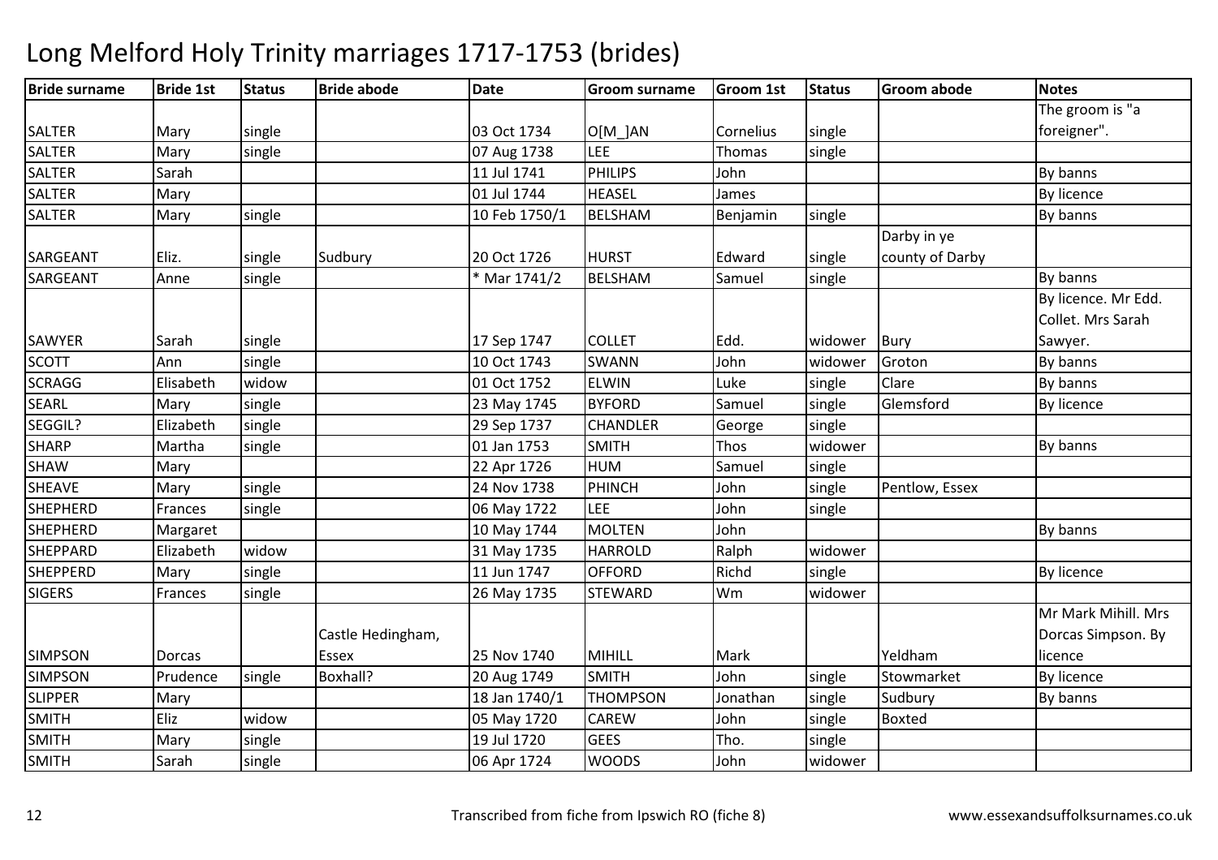# Long Melford Holy Trinity marriages 1717-1753 (brides)

| Bride surname | Bride 1st | Status | Bride abode | Date | Groom surname | Groom 1st | Status | Groom abode | Notes |
|---|---|---|---|---|---|---|---|---|---|
| SALTER | Mary | single | | 03 Oct 1734 | O[M_]AN | Cornelius | single | | The groom is "a foreigner". |
| SALTER | Mary | single | | 07 Aug 1738 | LEE | Thomas | single | | |
| SALTER | Sarah | | | 11 Jul 1741 | PHILIPS | John | | | By banns |
| SALTER | Mary | | | 01 Jul 1744 | HEASEL | James | | | By licence |
| SALTER | Mary | single | | 10 Feb 1750/1 | BELSHAM | Benjamin | single | | By banns |
| SARGEANT | Eliz. | single | Sudbury | 20 Oct 1726 | HURST | Edward | single | Darby in ye county of Darby | |
| SARGEANT | Anne | single | | * Mar 1741/2 | BELSHAM | Samuel | single | | By banns |
| SAWYER | Sarah | single | | 17 Sep 1747 | COLLET | Edd. | widower | Bury | By licence. Mr Edd. Collet. Mrs Sarah Sawyer. |
| SCOTT | Ann | single | | 10 Oct 1743 | SWANN | John | widower | Groton | By banns |
| SCRAGG | Elisabeth | widow | | 01 Oct 1752 | ELWIN | Luke | single | Clare | By banns |
| SEARL | Mary | single | | 23 May 1745 | BYFORD | Samuel | single | Glemsford | By licence |
| SEGGIL? | Elizabeth | single | | 29 Sep 1737 | CHANDLER | George | single | | |
| SHARP | Martha | single | | 01 Jan 1753 | SMITH | Thos | widower | | By banns |
| SHAW | Mary | | | 22 Apr 1726 | HUM | Samuel | single | | |
| SHEAVE | Mary | single | | 24 Nov 1738 | PHINCH | John | single | Pentlow, Essex | |
| SHEPHERD | Frances | single | | 06 May 1722 | LEE | John | single | | |
| SHEPHERD | Margaret | | | 10 May 1744 | MOLTEN | John | | | By banns |
| SHEPPARD | Elizabeth | widow | | 31 May 1735 | HARROLD | Ralph | widower | | |
| SHEPPERD | Mary | single | | 11 Jun 1747 | OFFORD | Richd | single | | By licence |
| SIGERS | Frances | single | | 26 May 1735 | STEWARD | Wm | widower | | |
| SIMPSON | Dorcas | | Castle Hedingham, Essex | 25 Nov 1740 | MIHILL | Mark | | Yeldham | Mr Mark Mihill. Mrs Dorcas Simpson. By licence |
| SIMPSON | Prudence | single | Boxhall? | 20 Aug 1749 | SMITH | John | single | Stowmarket | By licence |
| SLIPPER | Mary | | | 18 Jan 1740/1 | THOMPSON | Jonathan | single | Sudbury | By banns |
| SMITH | Eliz | widow | | 05 May 1720 | CAREW | John | single | Boxted | |
| SMITH | Mary | single | | 19 Jul 1720 | GEES | Tho. | single | | |
| SMITH | Sarah | single | | 06 Apr 1724 | WOODS | John | widower | | |

Transcribed from fiche from Ipswich RO (fiche 8)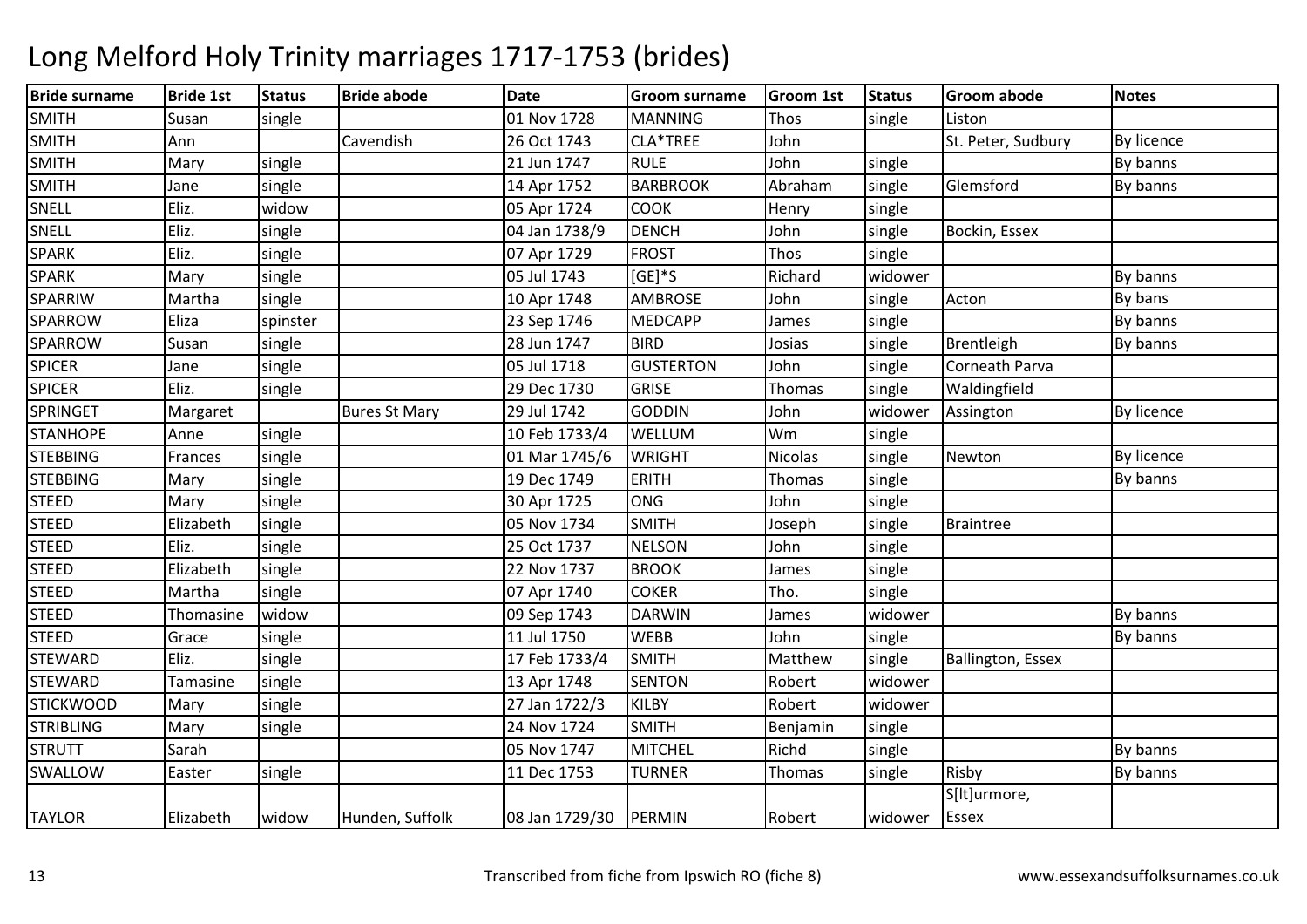# Long Melford Holy Trinity marriages 1717-1753 (brides)

| Bride surname | Bride 1st | Status | Bride abode | Date | Groom surname | Groom 1st | Status | Groom abode | Notes |
|---|---|---|---|---|---|---|---|---|---|
| SMITH | Susan | single | | 01 Nov 1728 | MANNING | Thos | single | Liston | |
| SMITH | Ann | | Cavendish | 26 Oct 1743 | CLA*TREE | John | | St. Peter, Sudbury | By licence |
| SMITH | Mary | single | | 21 Jun 1747 | RULE | John | single | | By banns |
| SMITH | Jane | single | | 14 Apr 1752 | BARBROOK | Abraham | single | Glemsford | By banns |
| SNELL | Eliz. | widow | | 05 Apr 1724 | COOK | Henry | single | | |
| SNELL | Eliz. | single | | 04 Jan 1738/9 | DENCH | John | single | Bockin, Essex | |
| SPARK | Eliz. | single | | 07 Apr 1729 | FROST | Thos | single | | |
| SPARK | Mary | single | | 05 Jul 1743 | [GE]*S | Richard | widower | | By banns |
| SPARRIW | Martha | single | | 10 Apr 1748 | AMBROSE | John | single | Acton | By bans |
| SPARROW | Eliza | spinster | | 23 Sep 1746 | MEDCAPP | James | single | | By banns |
| SPARROW | Susan | single | | 28 Jun 1747 | BIRD | Josias | single | Brentleigh | By banns |
| SPICER | Jane | single | | 05 Jul 1718 | GUSTERTON | John | single | Corneath Parva | |
| SPICER | Eliz. | single | | 29 Dec 1730 | GRISE | Thomas | single | Waldingfield | |
| SPRINGET | Margaret | | Bures St Mary | 29 Jul 1742 | GODDIN | John | widower | Assington | By licence |
| STANHOPE | Anne | single | | 10 Feb 1733/4 | WELLUM | Wm | single | | |
| STEBBING | Frances | single | | 01 Mar 1745/6 | WRIGHT | Nicolas | single | Newton | By licence |
| STEBBING | Mary | single | | 19 Dec 1749 | ERITH | Thomas | single | | By banns |
| STEED | Mary | single | | 30 Apr 1725 | ONG | John | single | | |
| STEED | Elizabeth | single | | 05 Nov 1734 | SMITH | Joseph | single | Braintree | |
| STEED | Eliz. | single | | 25 Oct 1737 | NELSON | John | single | | |
| STEED | Elizabeth | single | | 22 Nov 1737 | BROOK | James | single | | |
| STEED | Martha | single | | 07 Apr 1740 | COKER | Tho. | single | | |
| STEED | Thomasine | widow | | 09 Sep 1743 | DARWIN | James | widower | | By banns |
| STEED | Grace | single | | 11 Jul 1750 | WEBB | John | single | | By banns |
| STEWARD | Eliz. | single | | 17 Feb 1733/4 | SMITH | Matthew | single | Ballington, Essex | |
| STEWARD | Tamasine | single | | 13 Apr 1748 | SENTON | Robert | widower | | |
| STICKWOOD | Mary | single | | 27 Jan 1722/3 | KILBY | Robert | widower | | |
| STRIBLING | Mary | single | | 24 Nov 1724 | SMITH | Benjamin | single | | |
| STRUTT | Sarah | | | 05 Nov 1747 | MITCHEL | Richd | single | | By banns |
| SWALLOW | Easter | single | | 11 Dec 1753 | TURNER | Thomas | single | Risby | By banns |
| TAYLOR | Elizabeth | widow | Hunden, Suffolk | 08 Jan 1729/30 | PERMIN | Robert | widower | S[lt]urmore, Essex | |

Transcribed from fiche from Ipswich RO (fiche 8)

www.essexandsuffolksurnames.co.uk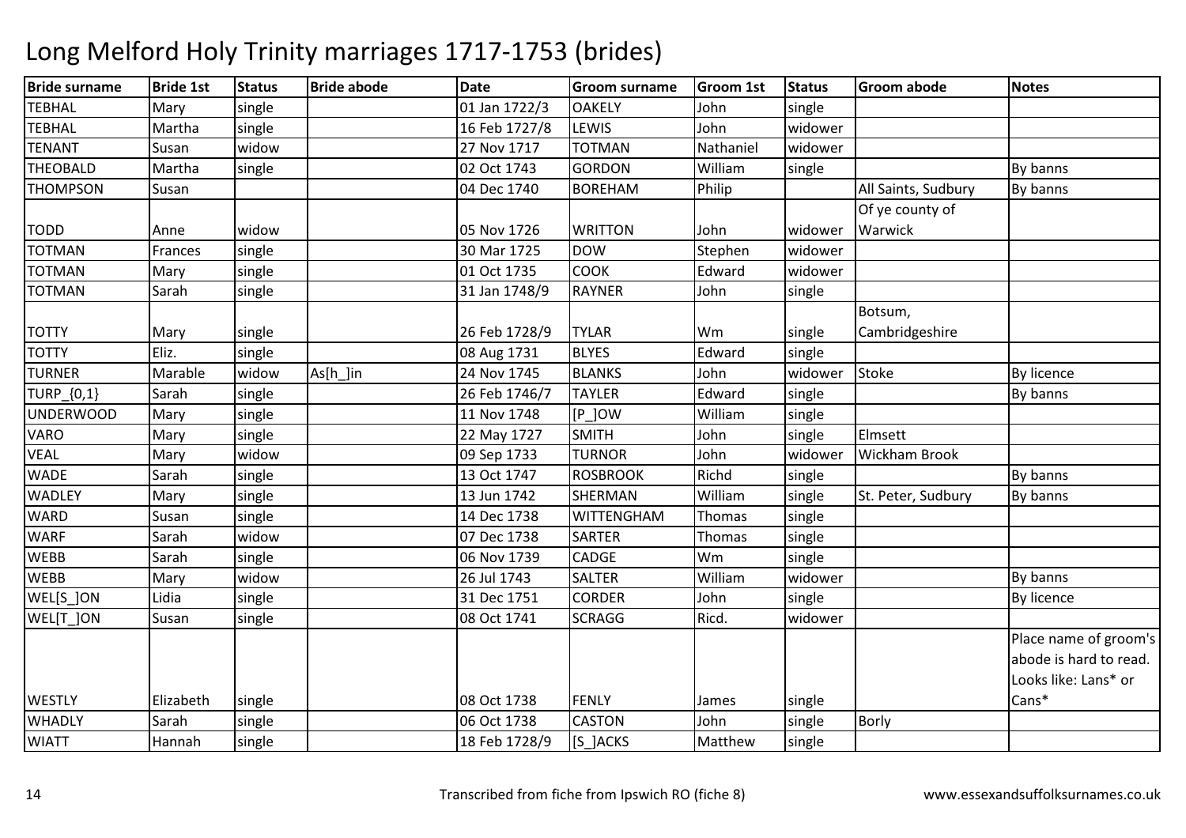# Long Melford Holy Trinity marriages 1717-1753 (brides)

| Bride surname | Bride 1st | Status | Bride abode | Date | Groom surname | Groom 1st | Status | Groom abode | Notes |
|---|---|---|---|---|---|---|---|---|---|
| TEBHAL | Mary | single | | 01 Jan 1722/3 | OAKELY | John | single | | |
| TEBHAL | Martha | single | | 16 Feb 1727/8 | LEWIS | John | widower | | |
| TENANT | Susan | widow | | 27 Nov 1717 | TOTMAN | Nathaniel | widower | | |
| THEOBALD | Martha | single | | 02 Oct 1743 | GORDON | William | single | | By banns |
| THOMPSON | Susan | | | 04 Dec 1740 | BOREHAM | Philip | | All Saints, Sudbury | By banns |
| TODD | Anne | widow | | 05 Nov 1726 | WRITTON | John | widower | Of ye county of Warwick | |
| TOTMAN | Frances | single | | 30 Mar 1725 | DOW | Stephen | widower | | |
| TOTMAN | Mary | single | | 01 Oct 1735 | COOK | Edward | widower | | |
| TOTMAN | Sarah | single | | 31 Jan 1748/9 | RAYNER | John | single | | |
| TOTTY | Mary | single | | 26 Feb 1728/9 | TYLAR | Wm | single | Botsum, Cambridgeshire | |
| TOTTY | Eliz. | single | | 08 Aug 1731 | BLYES | Edward | single | | |
| TURNER | Marable | widow | As[h_]in | 24 Nov 1745 | BLANKS | John | widower | Stoke | By licence |
| TURP_{0,1} | Sarah | single | | 26 Feb 1746/7 | TAYLER | Edward | single | | By banns |
| UNDERWOOD | Mary | single | | 11 Nov 1748 | [P_]OW | William | single | | |
| VARO | Mary | single | | 22 May 1727 | SMITH | John | single | Elmsett | |
| VEAL | Mary | widow | | 09 Sep 1733 | TURNOR | John | widower | Wickham Brook | |
| WADE | Sarah | single | | 13 Oct 1747 | ROSBROOK | Richd | single | | By banns |
| WADLEY | Mary | single | | 13 Jun 1742 | SHERMAN | William | single | St. Peter, Sudbury | By banns |
| WARD | Susan | single | | 14 Dec 1738 | WITTENGHAM | Thomas | single | | |
| WARF | Sarah | widow | | 07 Dec 1738 | SARTER | Thomas | single | | |
| WEBB | Sarah | single | | 06 Nov 1739 | CADGE | Wm | single | | |
| WEBB | Mary | widow | | 26 Jul 1743 | SALTER | William | widower | | By banns |
| WEL[S_]ON | Lidia | single | | 31 Dec 1751 | CORDER | John | single | | By licence |
| WEL[T_]ON | Susan | single | | 08 Oct 1741 | SCRAGG | Ricd. | widower | | |
| WESTLY | Elizabeth | single | | 08 Oct 1738 | FENLY | James | single | | Place name of groom's abode is hard to read. Looks like: Lans* or Cans* |
| WHADLY | Sarah | single | | 06 Oct 1738 | CASTON | John | single | Borly | |
| WIATT | Hannah | single | | 18 Feb 1728/9 | [S_]ACKS | Matthew | single | | |

Transcribed from fiche from Ipswich RO (fiche 8)

www.essexandsuffolksurnames.co.uk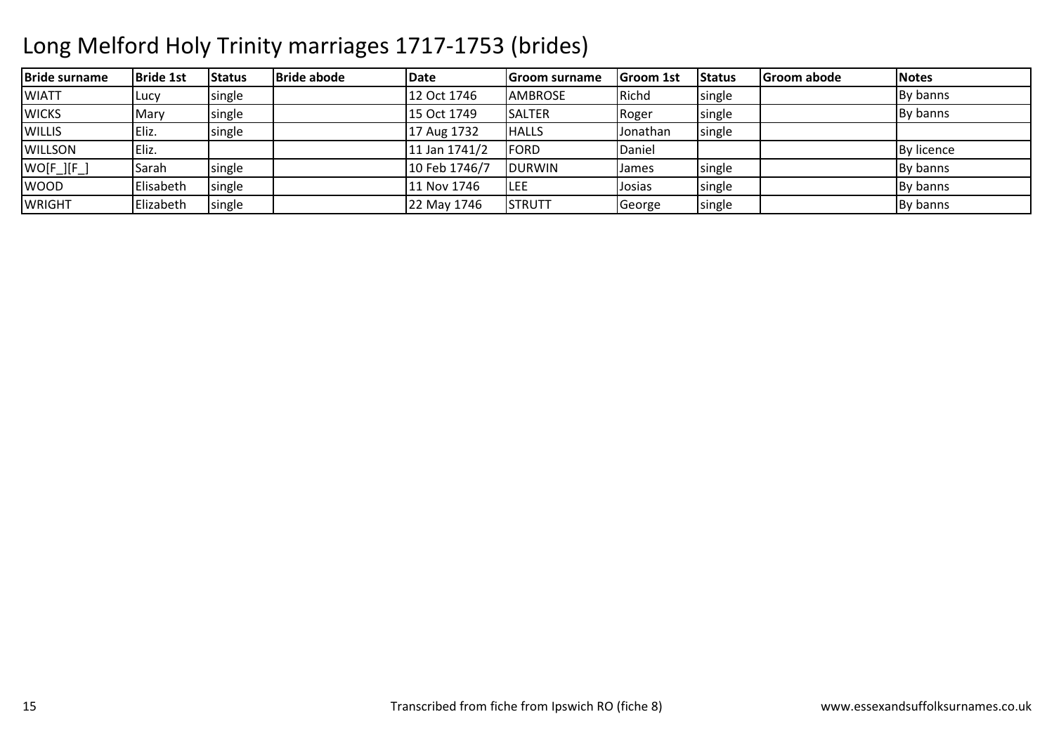# Long Melford Holy Trinity marriages 1717-1753 (brides)

| Bride surname | Bride 1st | Status | Bride abode | Date | Groom surname | Groom 1st | Status | Groom abode | Notes |
|---|---|---|---|---|---|---|---|---|---|
| WIATT | Lucy | single | | 12 Oct 1746 | AMBROSE | Richd | single | | By banns |
| WICKS | Mary | single | | 15 Oct 1749 | SALTER | Roger | single | | By banns |
| WILLIS | Eliz. | single | | 17 Aug 1732 | HALLS | Jonathan | single | | |
| WILLSON | Eliz. | | | 11 Jan 1741/2 | FORD | Daniel | | | By licence |
| WO[F_][F_] | Sarah | single | | 10 Feb 1746/7 | DURWIN | James | single | | By banns |
| WOOD | Elisabeth | single | | 11 Nov 1746 | LEE | Josias | single | | By banns |
| WRIGHT | Elizabeth | single | | 22 May 1746 | STRUTT | George | single | | By banns |

Transcribed from fiche from Ipswich RO (fiche 8)

www.essexandsuffolksurnames.co.uk